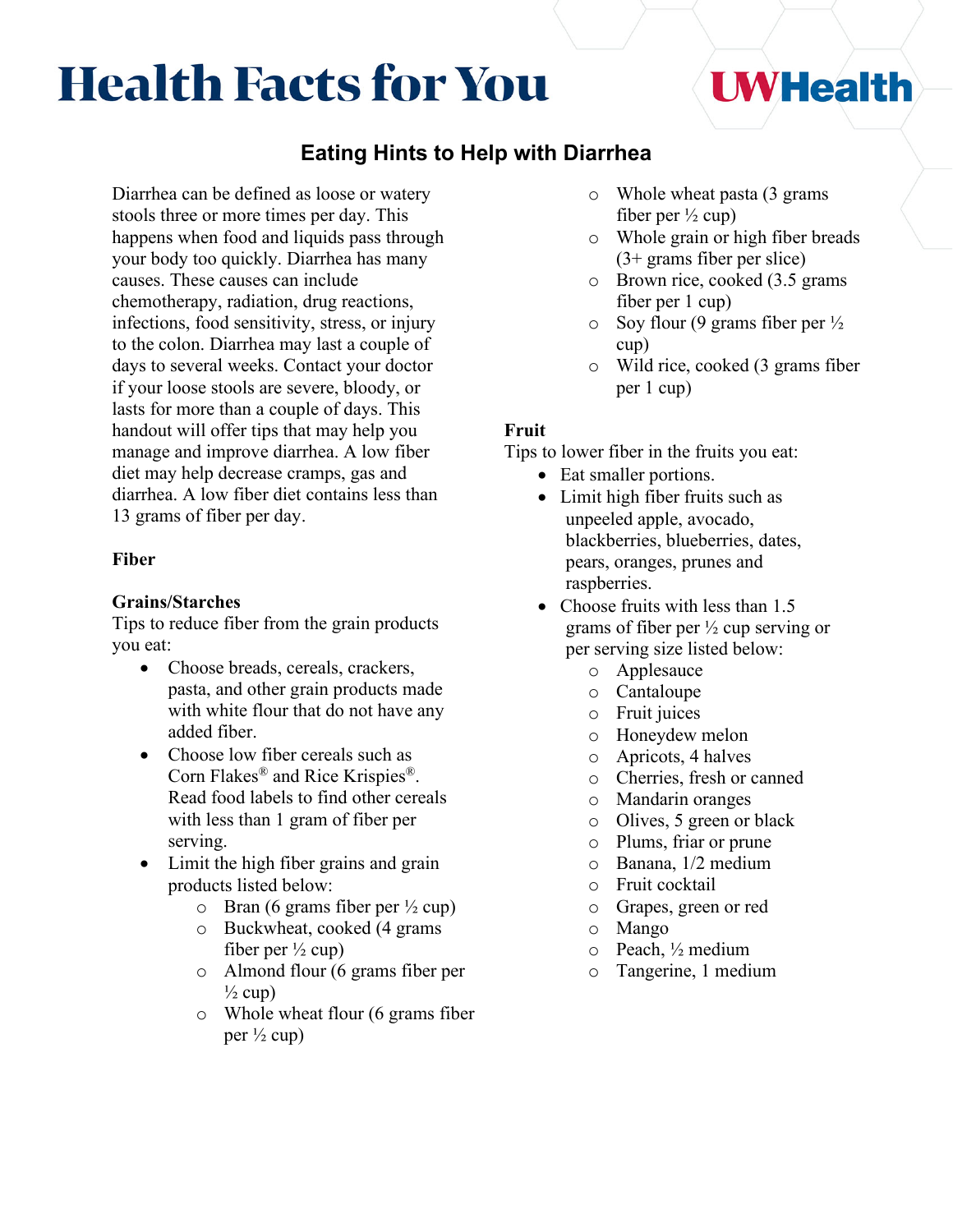# Health Facts for You

UWHealth

## Eating Hints to Help with Diarrhea

Diarrhea can be defined as loose or watery stools three or more times per day. This happens when food and liquids pass through your body too quickly. Diarrhea has many causes. These causes can include chemotherapy, radiation, drug reactions, infections, food sensitivity, stress, or injury to the colon. Diarrhea may last a couple of days to several weeks. Contact your doctor if your loose stools are severe, bloody, or lasts for more than a couple of days. This handout will offer tips that may help you manage and improve diarrhea. A low fiber diet may help decrease cramps, gas and diarrhea. A low fiber diet contains less than 13 grams of fiber per day.

**Fiber**

**Grains/Starches**

Tips to reduce fiber from the grain products you eat:

- Choose breads, cereals, crackers, pasta, and other grain products made with white flour that do not have any added fiber.
- Choose low fiber cereals such as Corn Flakes® and Rice Krispies®. Read food labels to find other cereals with less than 1 gram of fiber per serving.
- Limit the high fiber grains and grain products listed below:
  - Bran (6 grams fiber per ½ cup)
  - Buckwheat, cooked (4 grams fiber per ½ cup)
  - Almond flour (6 grams fiber per ½ cup)
  - Whole wheat flour (6 grams fiber per ½ cup)
  - Whole wheat pasta (3 grams fiber per ½ cup)
  - Whole grain or high fiber breads (3+ grams fiber per slice)
  - Brown rice, cooked (3.5 grams fiber per 1 cup)
  - Soy flour (9 grams fiber per ½ cup)
  - Wild rice, cooked (3 grams fiber per 1 cup)

**Fruit**

Tips to lower fiber in the fruits you eat:

- Eat smaller portions.
- Limit high fiber fruits such as unpeeled apple, avocado, blackberries, blueberries, dates, pears, oranges, prunes and raspberries.
- Choose fruits with less than 1.5 grams of fiber per ½ cup serving or per serving size listed below:
  - Applesauce
  - Cantaloupe
  - Fruit juices
  - Honeydew melon
  - Apricots, 4 halves
  - Cherries, fresh or canned
  - Mandarin oranges
  - Olives, 5 green or black
  - Plums, friar or prune
  - Banana, 1/2 medium
  - Fruit cocktail
  - Grapes, green or red
  - Mango
  - Peach, ½ medium
  - Tangerine, 1 medium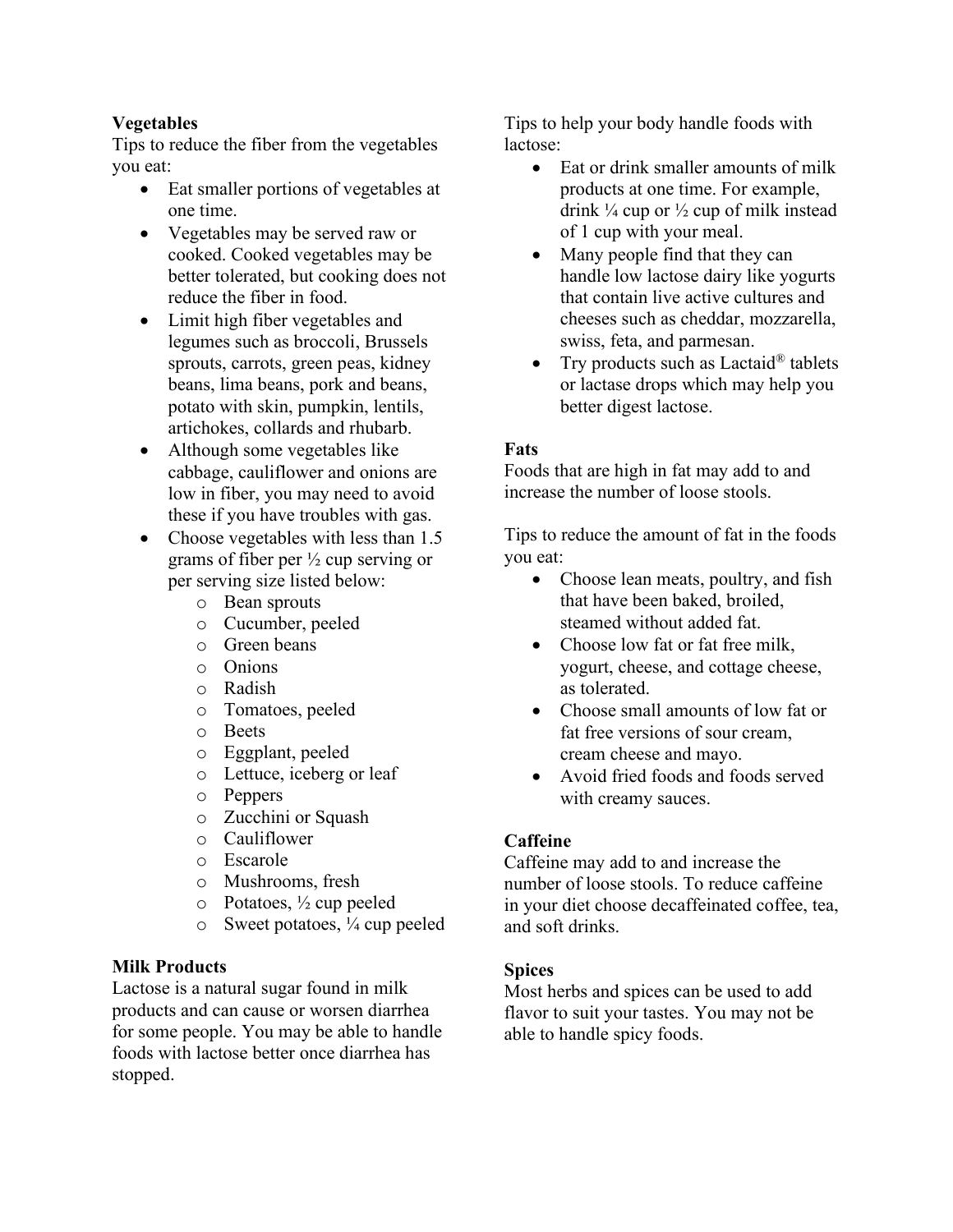**Vegetables**

Tips to reduce the fiber from the vegetables you eat:

- Eat smaller portions of vegetables at one time.
- Vegetables may be served raw or cooked. Cooked vegetables may be better tolerated, but cooking does not reduce the fiber in food.
- Limit high fiber vegetables and legumes such as broccoli, Brussels sprouts, carrots, green peas, kidney beans, lima beans, pork and beans, potato with skin, pumpkin, lentils, artichokes, collards and rhubarb.
- Although some vegetables like cabbage, cauliflower and onions are low in fiber, you may need to avoid these if you have troubles with gas.
- Choose vegetables with less than 1.5 grams of fiber per ½ cup serving or per serving size listed below:
  - Bean sprouts
  - Cucumber, peeled
  - Green beans
  - Onions
  - Radish
  - Tomatoes, peeled
  - Beets
  - Eggplant, peeled
  - Lettuce, iceberg or leaf
  - Peppers
  - Zucchini or Squash
  - Cauliflower
  - Escarole
  - Mushrooms, fresh
  - Potatoes, ½ cup peeled
  - Sweet potatoes, ¼ cup peeled

**Milk Products**

Lactose is a natural sugar found in milk products and can cause or worsen diarrhea for some people. You may be able to handle foods with lactose better once diarrhea has stopped.

Tips to help your body handle foods with lactose:

- Eat or drink smaller amounts of milk products at one time. For example, drink ¼ cup or ½ cup of milk instead of 1 cup with your meal.
- Many people find that they can handle low lactose dairy like yogurts that contain live active cultures and cheeses such as cheddar, mozzarella, swiss, feta, and parmesan.
- Try products such as Lactaid® tablets or lactase drops which may help you better digest lactose.

**Fats**

Foods that are high in fat may add to and increase the number of loose stools.

Tips to reduce the amount of fat in the foods you eat:

- Choose lean meats, poultry, and fish that have been baked, broiled, steamed without added fat.
- Choose low fat or fat free milk, yogurt, cheese, and cottage cheese, as tolerated.
- Choose small amounts of low fat or fat free versions of sour cream, cream cheese and mayo.
- Avoid fried foods and foods served with creamy sauces.

**Caffeine**

Caffeine may add to and increase the number of loose stools. To reduce caffeine in your diet choose decaffeinated coffee, tea, and soft drinks.

**Spices**

Most herbs and spices can be used to add flavor to suit your tastes. You may not be able to handle spicy foods.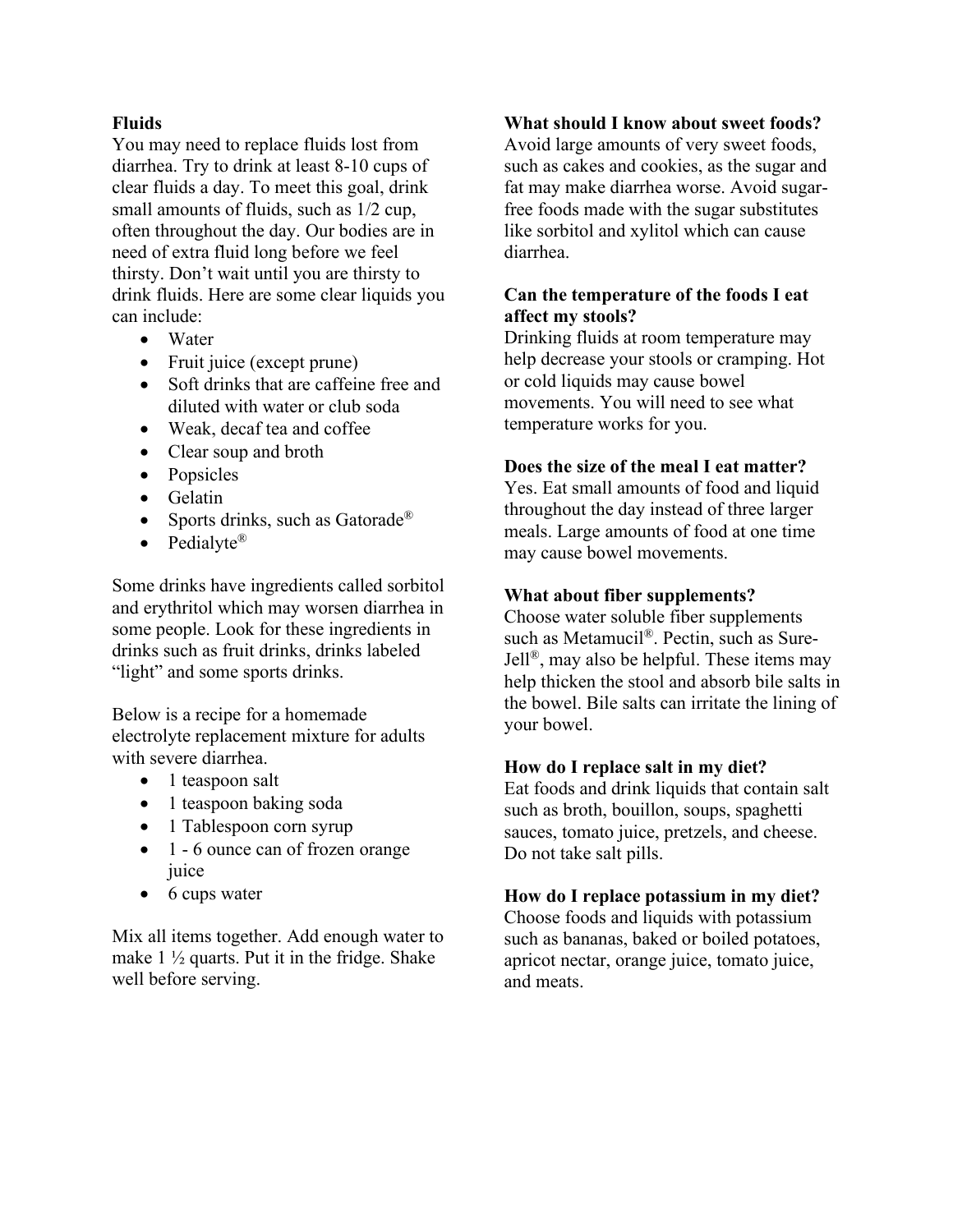**Fluids**

You may need to replace fluids lost from diarrhea. Try to drink at least 8-10 cups of clear fluids a day. To meet this goal, drink small amounts of fluids, such as 1/2 cup, often throughout the day. Our bodies are in need of extra fluid long before we feel thirsty. Don't wait until you are thirsty to drink fluids. Here are some clear liquids you can include:

- Water
- Fruit juice (except prune)
- Soft drinks that are caffeine free and diluted with water or club soda
- Weak, decaf tea and coffee
- Clear soup and broth
- Popsicles
- Gelatin
- Sports drinks, such as Gatorade®
- Pedialyte®

Some drinks have ingredients called sorbitol and erythritol which may worsen diarrhea in some people. Look for these ingredients in drinks such as fruit drinks, drinks labeled "light" and some sports drinks.

Below is a recipe for a homemade electrolyte replacement mixture for adults with severe diarrhea.

- 1 teaspoon salt
- 1 teaspoon baking soda
- 1 Tablespoon corn syrup
- 1 - 6 ounce can of frozen orange juice
- 6 cups water

Mix all items together. Add enough water to make 1 ½ quarts. Put it in the fridge. Shake well before serving.

**What should I know about sweet foods?**

Avoid large amounts of very sweet foods, such as cakes and cookies, as the sugar and fat may make diarrhea worse. Avoid sugar-free foods made with the sugar substitutes like sorbitol and xylitol which can cause diarrhea.

**Can the temperature of the foods I eat affect my stools?**

Drinking fluids at room temperature may help decrease your stools or cramping. Hot or cold liquids may cause bowel movements. You will need to see what temperature works for you.

**Does the size of the meal I eat matter?**

Yes. Eat small amounts of food and liquid throughout the day instead of three larger meals. Large amounts of food at one time may cause bowel movements.

**What about fiber supplements?**

Choose water soluble fiber supplements such as Metamucil®. Pectin, such as Sure-Jell®, may also be helpful. These items may help thicken the stool and absorb bile salts in the bowel. Bile salts can irritate the lining of your bowel.

**How do I replace salt in my diet?**

Eat foods and drink liquids that contain salt such as broth, bouillon, soups, spaghetti sauces, tomato juice, pretzels, and cheese. Do not take salt pills.

**How do I replace potassium in my diet?**

Choose foods and liquids with potassium such as bananas, baked or boiled potatoes, apricot nectar, orange juice, tomato juice, and meats.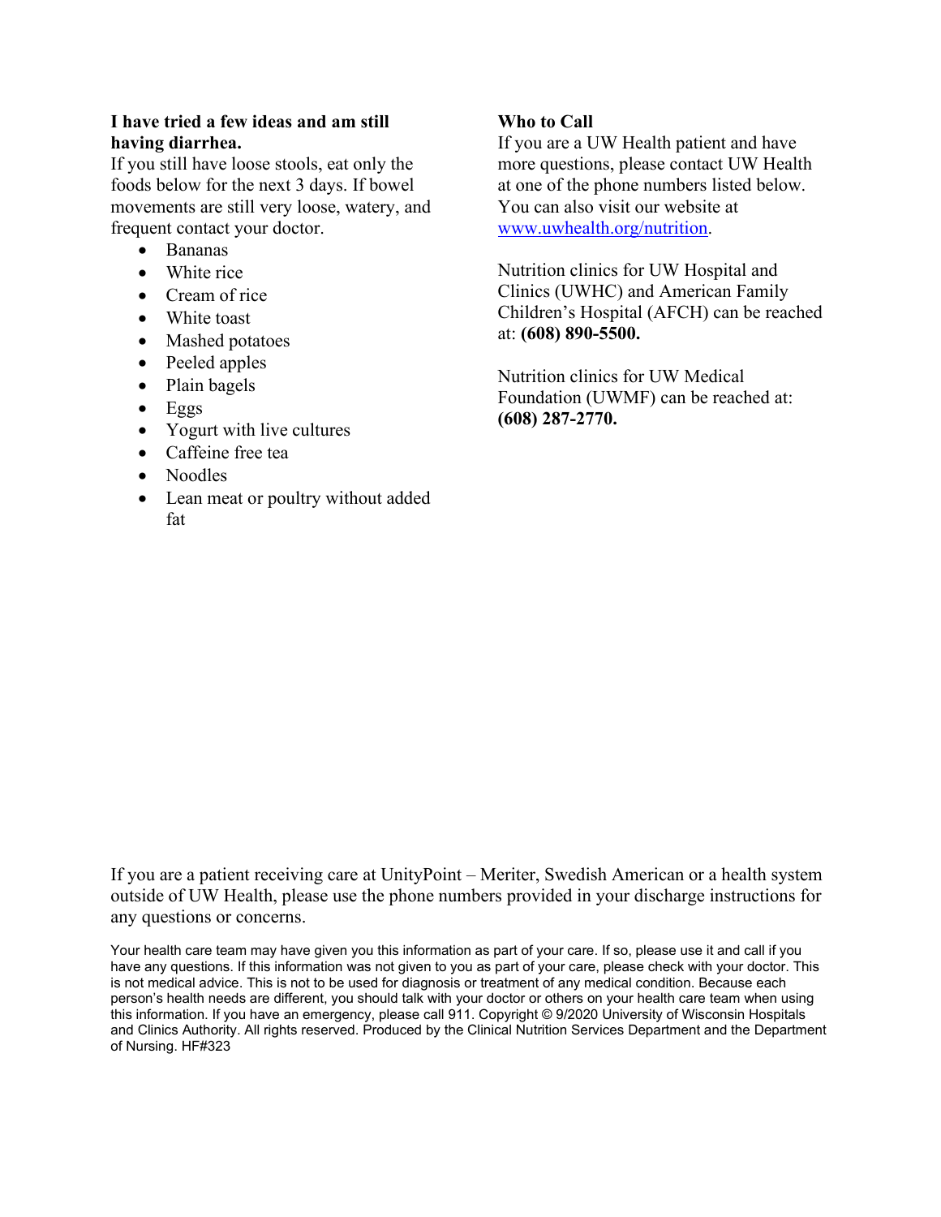**I have tried a few ideas and am still having diarrhea.**

If you still have loose stools, eat only the foods below for the next 3 days. If bowel movements are still very loose, watery, and frequent contact your doctor.

- Bananas
- White rice
- Cream of rice
- White toast
- Mashed potatoes
- Peeled apples
- Plain bagels
- Eggs
- Yogurt with live cultures
- Caffeine free tea
- Noodles
- Lean meat or poultry without added fat

**Who to Call**

If you are a UW Health patient and have more questions, please contact UW Health at one of the phone numbers listed below. You can also visit our website at www.uwhealth.org/nutrition.

Nutrition clinics for UW Hospital and Clinics (UWHC) and American Family Children's Hospital (AFCH) can be reached at: **(608) 890-5500.**

Nutrition clinics for UW Medical Foundation (UWMF) can be reached at: **(608) 287-2770.**

If you are a patient receiving care at UnityPoint – Meriter, Swedish American or a health system outside of UW Health, please use the phone numbers provided in your discharge instructions for any questions or concerns.

Your health care team may have given you this information as part of your care. If so, please use it and call if you have any questions. If this information was not given to you as part of your care, please check with your doctor. This is not medical advice. This is not to be used for diagnosis or treatment of any medical condition. Because each person's health needs are different, you should talk with your doctor or others on your health care team when using this information. If you have an emergency, please call 911. Copyright © 9/2020 University of Wisconsin Hospitals and Clinics Authority. All rights reserved. Produced by the Clinical Nutrition Services Department and the Department of Nursing. HF#323